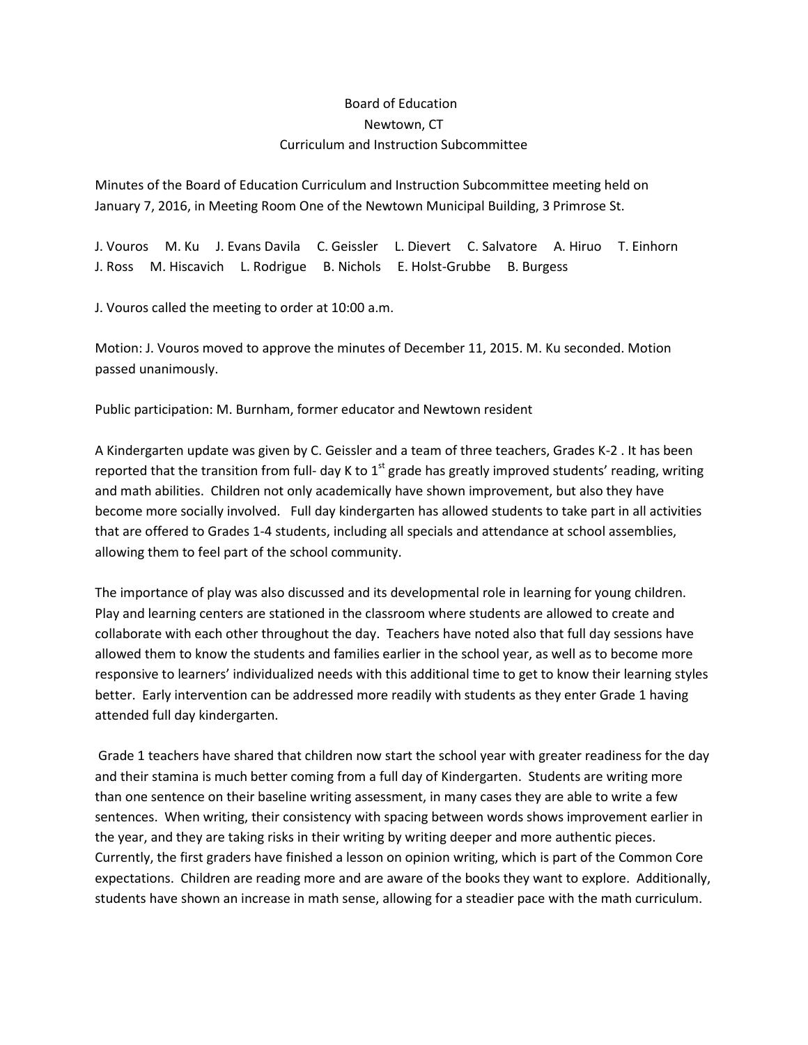Board of Education
Newtown, CT
Curriculum and Instruction Subcommittee

Minutes of the Board of Education Curriculum and Instruction Subcommittee meeting held on January 7, 2016, in Meeting Room One of the Newtown Municipal Building, 3 Primrose St.

J. Vouros M. Ku J. Evans Davila C. Geissler L. Dievert C. Salvatore A. Hiruo T. Einhorn J. Ross M. Hiscavich L. Rodrigue B. Nichols E. Holst-Grubbe B. Burgess

J. Vouros called the meeting to order at 10:00 a.m.

Motion: J. Vouros moved to approve the minutes of December 11, 2015. M. Ku seconded. Motion passed unanimously.

Public participation: M. Burnham, former educator and Newtown resident

A Kindergarten update was given by C. Geissler and a team of three teachers, Grades K-2 . It has been reported that the transition from full- day K to 1st grade has greatly improved students' reading, writing and math abilities. Children not only academically have shown improvement, but also they have become more socially involved. Full day kindergarten has allowed students to take part in all activities that are offered to Grades 1-4 students, including all specials and attendance at school assemblies, allowing them to feel part of the school community.

The importance of play was also discussed and its developmental role in learning for young children. Play and learning centers are stationed in the classroom where students are allowed to create and collaborate with each other throughout the day. Teachers have noted also that full day sessions have allowed them to know the students and families earlier in the school year, as well as to become more responsive to learners' individualized needs with this additional time to get to know their learning styles better. Early intervention can be addressed more readily with students as they enter Grade 1 having attended full day kindergarten.

Grade 1 teachers have shared that children now start the school year with greater readiness for the day and their stamina is much better coming from a full day of Kindergarten. Students are writing more than one sentence on their baseline writing assessment, in many cases they are able to write a few sentences. When writing, their consistency with spacing between words shows improvement earlier in the year, and they are taking risks in their writing by writing deeper and more authentic pieces. Currently, the first graders have finished a lesson on opinion writing, which is part of the Common Core expectations. Children are reading more and are aware of the books they want to explore. Additionally, students have shown an increase in math sense, allowing for a steadier pace with the math curriculum.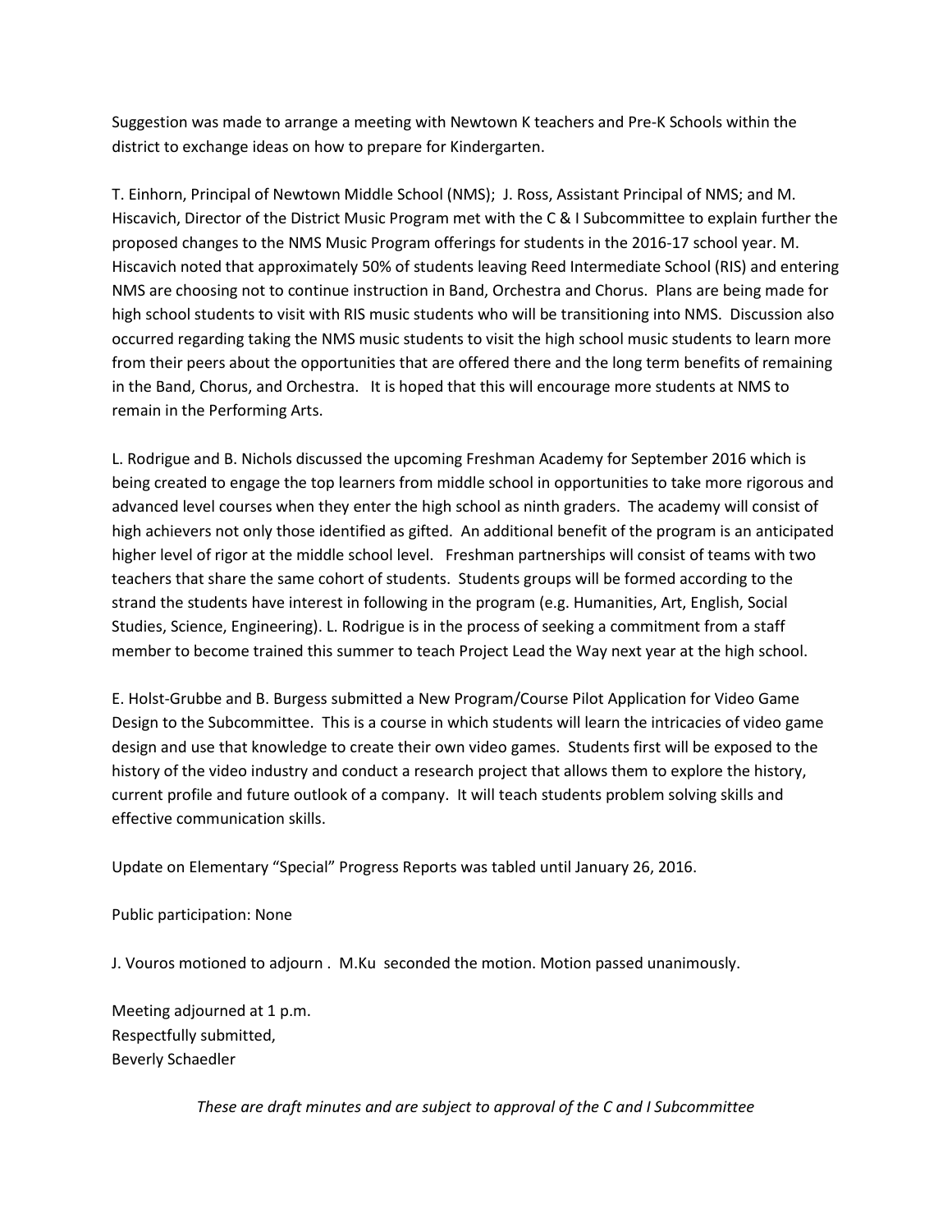Suggestion was made to arrange a meeting with Newtown K teachers and Pre-K Schools within the district to exchange ideas on how to prepare for Kindergarten.

T. Einhorn, Principal of Newtown Middle School (NMS); J. Ross, Assistant Principal of NMS; and M. Hiscavich, Director of the District Music Program met with the C & I Subcommittee to explain further the proposed changes to the NMS Music Program offerings for students in the 2016-17 school year. M. Hiscavich noted that approximately 50% of students leaving Reed Intermediate School (RIS) and entering NMS are choosing not to continue instruction in Band, Orchestra and Chorus. Plans are being made for high school students to visit with RIS music students who will be transitioning into NMS. Discussion also occurred regarding taking the NMS music students to visit the high school music students to learn more from their peers about the opportunities that are offered there and the long term benefits of remaining in the Band, Chorus, and Orchestra. It is hoped that this will encourage more students at NMS to remain in the Performing Arts.

L. Rodrigue and B. Nichols discussed the upcoming Freshman Academy for September 2016 which is being created to engage the top learners from middle school in opportunities to take more rigorous and advanced level courses when they enter the high school as ninth graders. The academy will consist of high achievers not only those identified as gifted. An additional benefit of the program is an anticipated higher level of rigor at the middle school level. Freshman partnerships will consist of teams with two teachers that share the same cohort of students. Students groups will be formed according to the strand the students have interest in following in the program (e.g. Humanities, Art, English, Social Studies, Science, Engineering). L. Rodrigue is in the process of seeking a commitment from a staff member to become trained this summer to teach Project Lead the Way next year at the high school.

E. Holst-Grubbe and B. Burgess submitted a New Program/Course Pilot Application for Video Game Design to the Subcommittee. This is a course in which students will learn the intricacies of video game design and use that knowledge to create their own video games. Students first will be exposed to the history of the video industry and conduct a research project that allows them to explore the history, current profile and future outlook of a company. It will teach students problem solving skills and effective communication skills.

Update on Elementary "Special" Progress Reports was tabled until January 26, 2016.

Public participation: None

J. Vouros motioned to adjourn . M.Ku seconded the motion. Motion passed unanimously.

Meeting adjourned at 1 p.m.
Respectfully submitted,
Beverly Schaedler

*These are draft minutes and are subject to approval of the C and I Subcommittee*